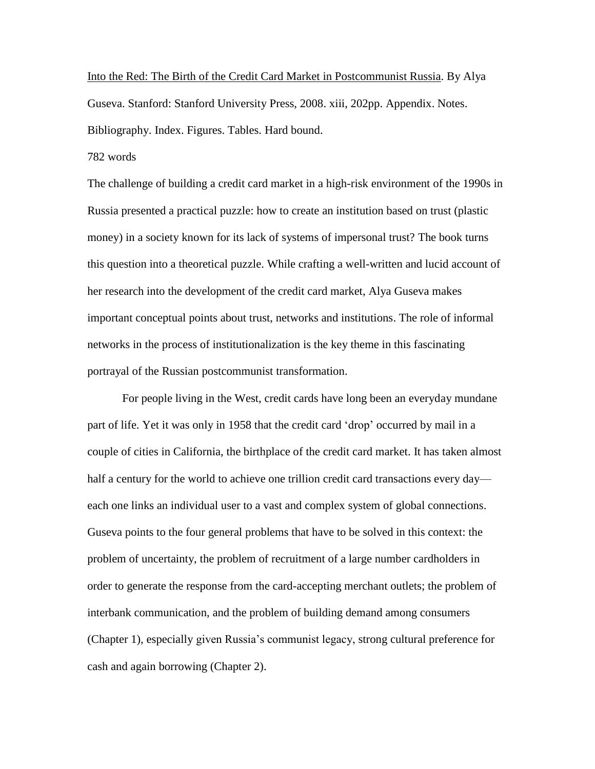<u>Into the Red: The Birth of the Credit Card Market in Postcommunist Russia</u>. By Alya Guseva. Stanford: Stanford University Press, 2008. xiii, 202pp. Appendix. Notes. Bibliography. Index. Figures. Tables. Hard bound.

782 words

The challenge of building a credit card market in a high-risk environment of the 1990s in Russia presented a practical puzzle: how to create an institution based on trust (plastic money) in a society known for its lack of systems of impersonal trust? The book turns this question into a theoretical puzzle. While crafting a well-written and lucid account of her research into the development of the credit card market, Alya Guseva makes important conceptual points about trust, networks and institutions. The role of informal networks in the process of institutionalization is the key theme in this fascinating portrayal of the Russian postcommunist transformation.

For people living in the West, credit cards have long been an everyday mundane part of life. Yet it was only in 1958 that the credit card 'drop' occurred by mail in a couple of cities in California, the birthplace of the credit card market. It has taken almost half a century for the world to achieve one trillion credit card transactions every day—each one links an individual user to a vast and complex system of global connections. Guseva points to the four general problems that have to be solved in this context: the problem of uncertainty, the problem of recruitment of a large number cardholders in order to generate the response from the card-accepting merchant outlets; the problem of interbank communication, and the problem of building demand among consumers (Chapter 1), especially given Russia's communist legacy, strong cultural preference for cash and again borrowing (Chapter 2).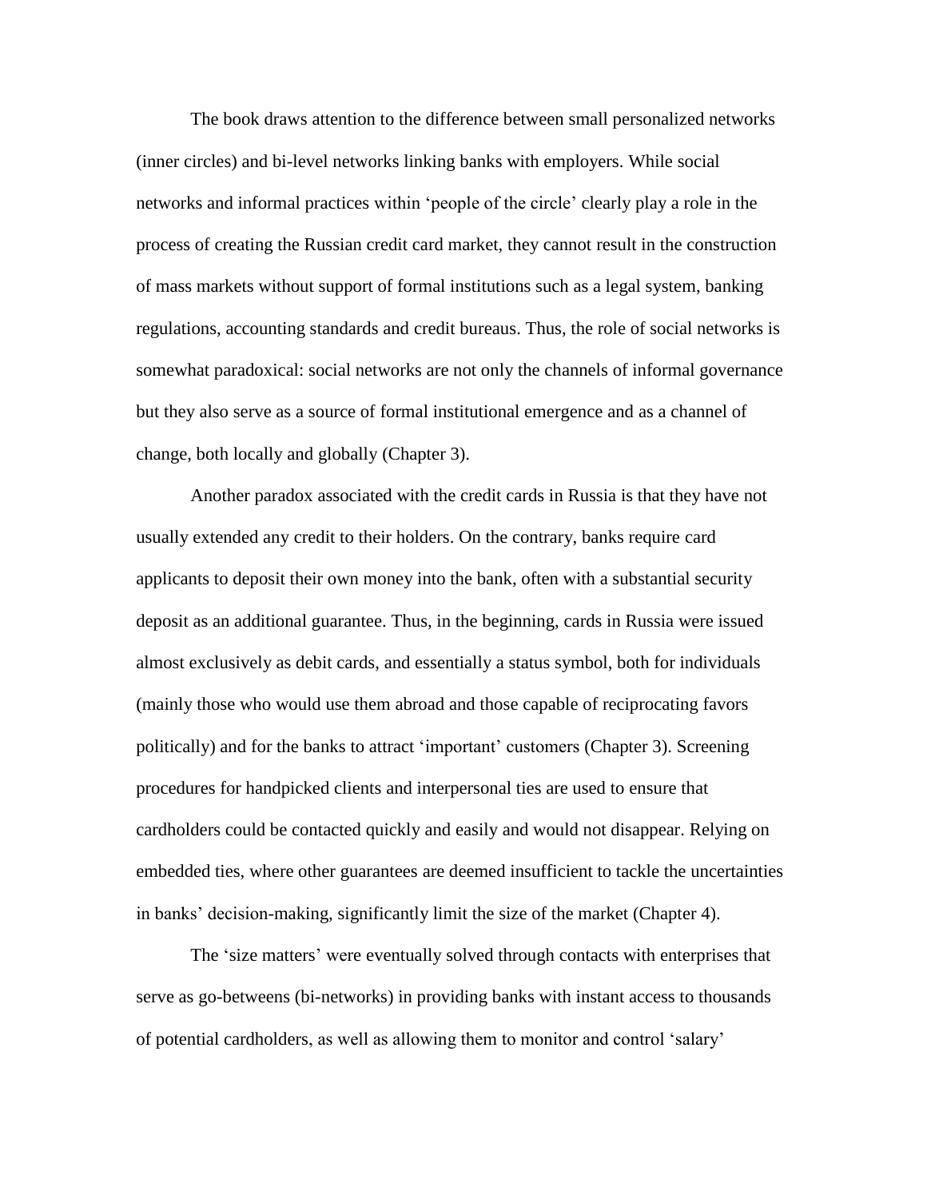The book draws attention to the difference between small personalized networks (inner circles) and bi-level networks linking banks with employers. While social networks and informal practices within 'people of the circle' clearly play a role in the process of creating the Russian credit card market, they cannot result in the construction of mass markets without support of formal institutions such as a legal system, banking regulations, accounting standards and credit bureaus. Thus, the role of social networks is somewhat paradoxical: social networks are not only the channels of informal governance but they also serve as a source of formal institutional emergence and as a channel of change, both locally and globally (Chapter 3).

Another paradox associated with the credit cards in Russia is that they have not usually extended any credit to their holders. On the contrary, banks require card applicants to deposit their own money into the bank, often with a substantial security deposit as an additional guarantee. Thus, in the beginning, cards in Russia were issued almost exclusively as debit cards, and essentially a status symbol, both for individuals (mainly those who would use them abroad and those capable of reciprocating favors politically) and for the banks to attract 'important' customers (Chapter 3). Screening procedures for handpicked clients and interpersonal ties are used to ensure that cardholders could be contacted quickly and easily and would not disappear. Relying on embedded ties, where other guarantees are deemed insufficient to tackle the uncertainties in banks' decision-making, significantly limit the size of the market (Chapter 4).

The 'size matters' were eventually solved through contacts with enterprises that serve as go-betweens (bi-networks) in providing banks with instant access to thousands of potential cardholders, as well as allowing them to monitor and control 'salary'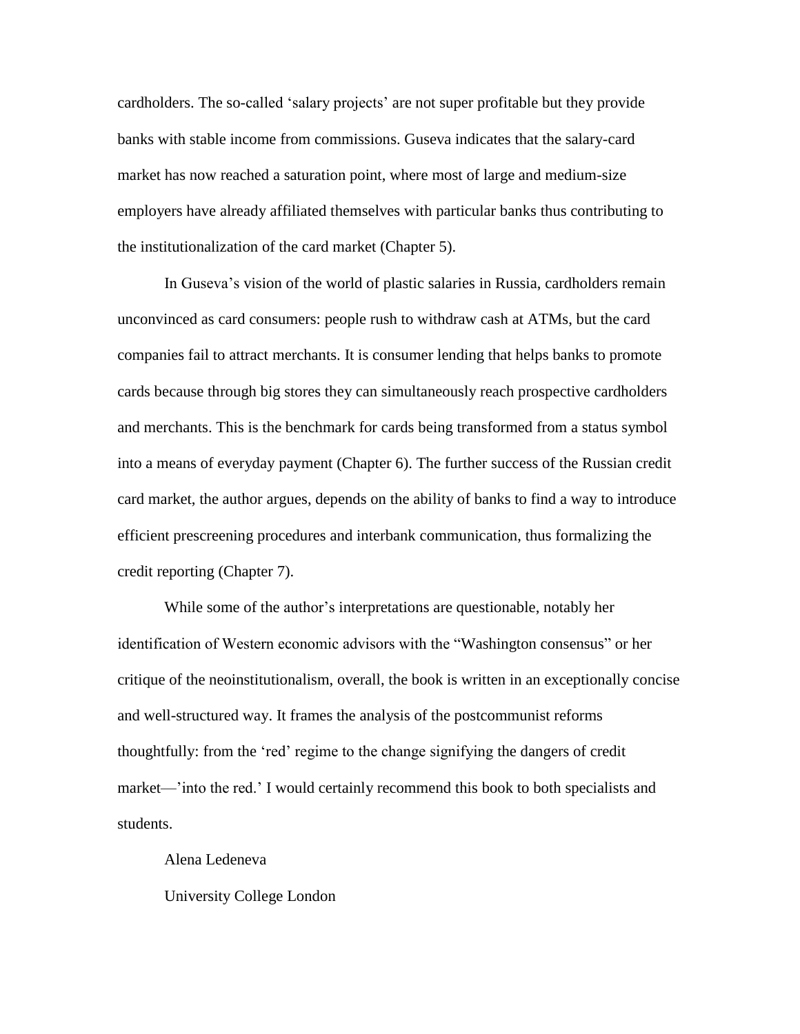cardholders. The so-called 'salary projects' are not super profitable but they provide banks with stable income from commissions. Guseva indicates that the salary-card market has now reached a saturation point, where most of large and medium-size employers have already affiliated themselves with particular banks thus contributing to the institutionalization of the card market (Chapter 5).

In Guseva's vision of the world of plastic salaries in Russia, cardholders remain unconvinced as card consumers: people rush to withdraw cash at ATMs, but the card companies fail to attract merchants. It is consumer lending that helps banks to promote cards because through big stores they can simultaneously reach prospective cardholders and merchants. This is the benchmark for cards being transformed from a status symbol into a means of everyday payment (Chapter 6). The further success of the Russian credit card market, the author argues, depends on the ability of banks to find a way to introduce efficient prescreening procedures and interbank communication, thus formalizing the credit reporting (Chapter 7).

While some of the author's interpretations are questionable, notably her identification of Western economic advisors with the "Washington consensus" or her critique of the neoinstitutionalism, overall, the book is written in an exceptionally concise and well-structured way. It frames the analysis of the postcommunist reforms thoughtfully: from the 'red' regime to the change signifying the dangers of credit market—'into the red.' I would certainly recommend this book to both specialists and students.

Alena Ledeneva

University College London